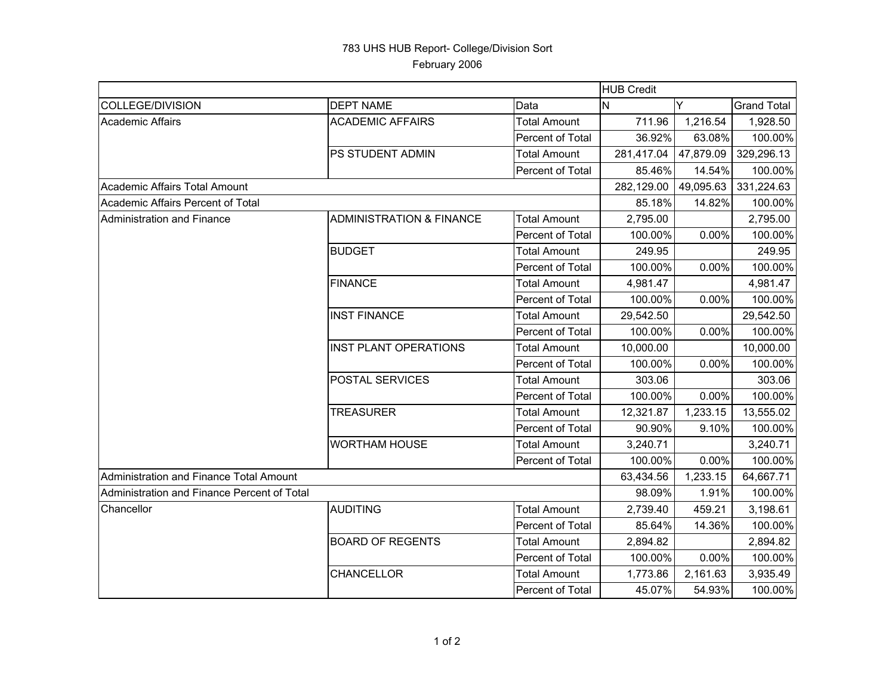# 783 UHS HUB Report- College/Division Sort

February 2006

| | | | HUB Credit | | |
|---|---|---|---|---|---|
| COLLEGE/DIVISION | DEPT NAME | Data | N | Y | Grand Total |
| Academic Affairs | ACADEMIC AFFAIRS | Total Amount | 711.96 | 1,216.54 | 1,928.50 |
| | | Percent of Total | 36.92% | 63.08% | 100.00% |
| | PS STUDENT ADMIN | Total Amount | 281,417.04 | 47,879.09 | 329,296.13 |
| | | Percent of Total | 85.46% | 14.54% | 100.00% |
| Academic Affairs Total Amount | | | 282,129.00 | 49,095.63 | 331,224.63 |
| Academic Affairs Percent of Total | | | 85.18% | 14.82% | 100.00% |
| Administration and Finance | ADMINISTRATION & FINANCE | Total Amount | 2,795.00 | | 2,795.00 |
| | | Percent of Total | 100.00% | 0.00% | 100.00% |
| | BUDGET | Total Amount | 249.95 | | 249.95 |
| | | Percent of Total | 100.00% | 0.00% | 100.00% |
| | FINANCE | Total Amount | 4,981.47 | | 4,981.47 |
| | | Percent of Total | 100.00% | 0.00% | 100.00% |
| | INST FINANCE | Total Amount | 29,542.50 | | 29,542.50 |
| | | Percent of Total | 100.00% | 0.00% | 100.00% |
| | INST PLANT OPERATIONS | Total Amount | 10,000.00 | | 10,000.00 |
| | | Percent of Total | 100.00% | 0.00% | 100.00% |
| | POSTAL SERVICES | Total Amount | 303.06 | | 303.06 |
| | | Percent of Total | 100.00% | 0.00% | 100.00% |
| | TREASURER | Total Amount | 12,321.87 | 1,233.15 | 13,555.02 |
| | | Percent of Total | 90.90% | 9.10% | 100.00% |
| | WORTHAM HOUSE | Total Amount | 3,240.71 | | 3,240.71 |
| | | Percent of Total | 100.00% | 0.00% | 100.00% |
| Administration and Finance Total Amount | | | 63,434.56 | 1,233.15 | 64,667.71 |
| Administration and Finance Percent of Total | | | 98.09% | 1.91% | 100.00% |
| Chancellor | AUDITING | Total Amount | 2,739.40 | 459.21 | 3,198.61 |
| | | Percent of Total | 85.64% | 14.36% | 100.00% |
| | BOARD OF REGENTS | Total Amount | 2,894.82 | | 2,894.82 |
| | | Percent of Total | 100.00% | 0.00% | 100.00% |
| | CHANCELLOR | Total Amount | 1,773.86 | 2,161.63 | 3,935.49 |
| | | Percent of Total | 45.07% | 54.93% | 100.00% |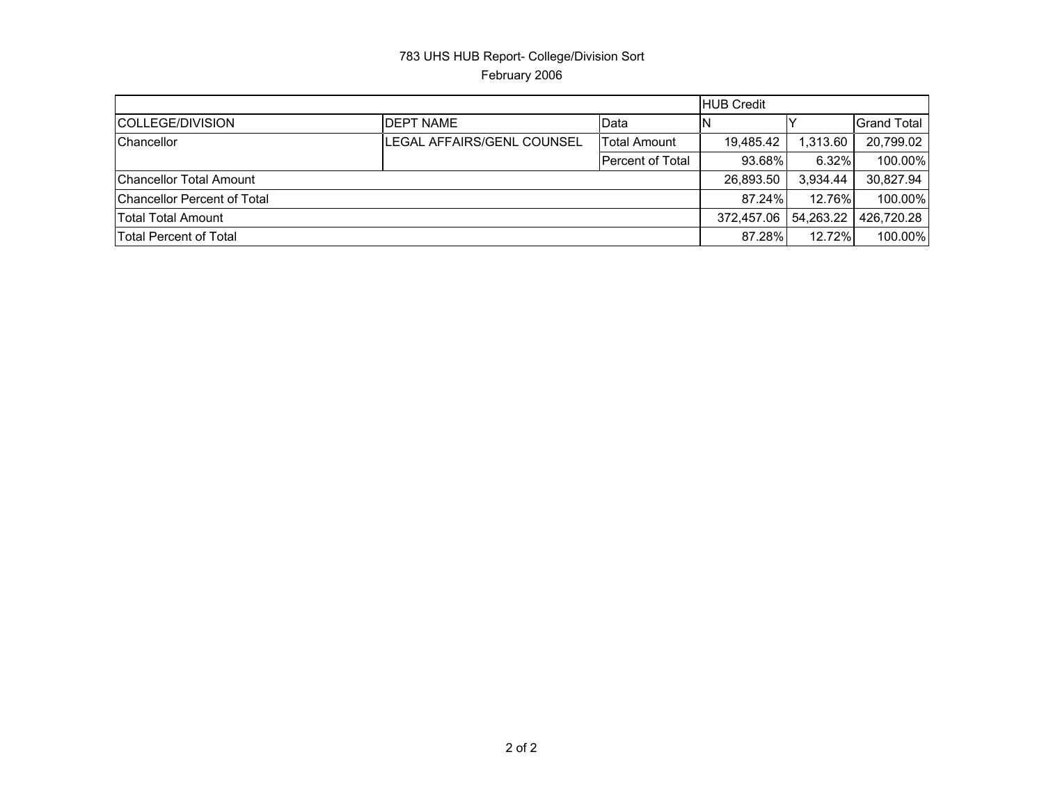783 UHS HUB Report- College/Division Sort

February 2006

| | | | HUB Credit | | |
|---|---|---|---|---|---|
| COLLEGE/DIVISION | DEPT NAME | Data | N | Y | Grand Total |
| Chancellor | LEGAL AFFAIRS/GENL COUNSEL | Total Amount | 19,485.42 | 1,313.60 | 20,799.02 |
| | | Percent of Total | 93.68% | 6.32% | 100.00% |
| Chancellor Total Amount | | | 26,893.50 | 3,934.44 | 30,827.94 |
| Chancellor Percent of Total | | | 87.24% | 12.76% | 100.00% |
| Total Total Amount | | | 372,457.06 | 54,263.22 | 426,720.28 |
| Total Percent of Total | | | 87.28% | 12.72% | 100.00% |